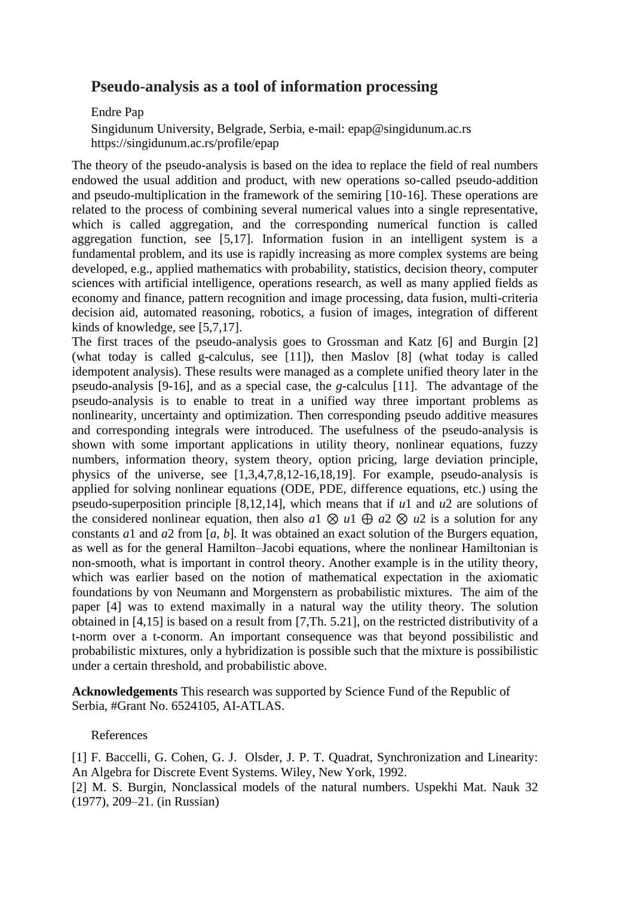# Pseudo-analysis as a tool of information processing

Endre Pap

Singidunum University, Belgrade, Serbia, e-mail: epap@singidunum.ac.rs
https://singidunum.ac.rs/profile/epap

The theory of the pseudo-analysis is based on the idea to replace the field of real numbers endowed the usual addition and product, with new operations so-called pseudo-addition and pseudo-multiplication in the framework of the semiring [10-16]. These operations are related to the process of combining several numerical values into a single representative, which is called aggregation, and the corresponding numerical function is called aggregation function, see [5,17]. Information fusion in an intelligent system is a fundamental problem, and its use is rapidly increasing as more complex systems are being developed, e.g., applied mathematics with probability, statistics, decision theory, computer sciences with artificial intelligence, operations research, as well as many applied fields as economy and finance, pattern recognition and image processing, data fusion, multi-criteria decision aid, automated reasoning, robotics, a fusion of images, integration of different kinds of knowledge, see [5,7,17].

The first traces of the pseudo-analysis goes to Grossman and Katz [6] and Burgin [2] (what today is called g-calculus, see [11]), then Maslov [8] (what today is called idempotent analysis). These results were managed as a complete unified theory later in the pseudo-analysis [9-16], and as a special case, the *g*-calculus [11]. The advantage of the pseudo-analysis is to enable to treat in a unified way three important problems as nonlinearity, uncertainty and optimization. Then corresponding pseudo additive measures and corresponding integrals were introduced. The usefulness of the pseudo-analysis is shown with some important applications in utility theory, nonlinear equations, fuzzy numbers, information theory, system theory, option pricing, large deviation principle, physics of the universe, see [1,3,4,7,8,12-16,18,19]. For example, pseudo-analysis is applied for solving nonlinear equations (ODE, PDE, difference equations, etc.) using the pseudo-superposition principle [8,12,14], which means that if $u1$ and $u2$ are solutions of the considered nonlinear equation, then also $a1 \otimes u1 \oplus a2 \otimes u2$ is a solution for any constants $a1$ and $a2$ from $[a, b]$. It was obtained an exact solution of the Burgers equation, as well as for the general Hamilton–Jacobi equations, where the nonlinear Hamiltonian is non-smooth, what is important in control theory. Another example is in the utility theory, which was earlier based on the notion of mathematical expectation in the axiomatic foundations by von Neumann and Morgenstern as probabilistic mixtures. The aim of the paper [4] was to extend maximally in a natural way the utility theory. The solution obtained in [4,15] is based on a result from [7,Th. 5.21], on the restricted distributivity of a t-norm over a t-conorm. An important consequence was that beyond possibilistic and probabilistic mixtures, only a hybridization is possible such that the mixture is possibilistic under a certain threshold, and probabilistic above.

**Acknowledgements** This research was supported by Science Fund of the Republic of Serbia, #Grant No. 6524105, AI-ATLAS.

References

[1] F. Baccelli, G. Cohen, G. J. Olsder, J. P. T. Quadrat, Synchronization and Linearity: An Algebra for Discrete Event Systems. Wiley, New York, 1992.

[2] M. S. Burgin, Nonclassical models of the natural numbers. Uspekhi Mat. Nauk 32 (1977), 209–21. (in Russian)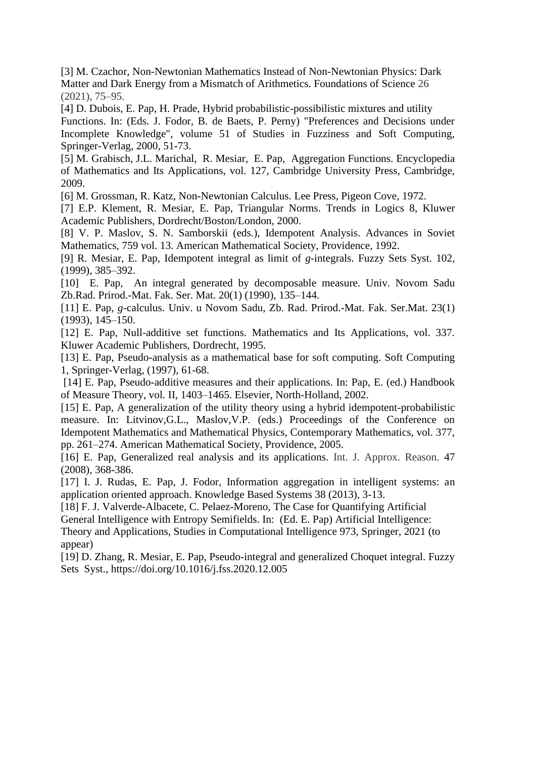[3] M. Czachor, Non-Newtonian Mathematics Instead of Non-Newtonian Physics: Dark Matter and Dark Energy from a Mismatch of Arithmetics. Foundations of Science 26 (2021), 75–95.

[4] D. Dubois, E. Pap, H. Prade, Hybrid probabilistic-possibilistic mixtures and utility Functions. In: (Eds. J. Fodor, B. de Baets, P. Perny) "Preferences and Decisions under Incomplete Knowledge", volume 51 of Studies in Fuzziness and Soft Computing, Springer-Verlag, 2000, 51-73.

[5] M. Grabisch, J.L. Marichal, R. Mesiar, E. Pap, Aggregation Functions. Encyclopedia of Mathematics and Its Applications, vol. 127, Cambridge University Press, Cambridge, 2009.

[6] M. Grossman, R. Katz, Non-Newtonian Calculus. Lee Press, Pigeon Cove, 1972.

[7] E.P. Klement, R. Mesiar, E. Pap, Triangular Norms. Trends in Logics 8, Kluwer Academic Publishers, Dordrecht/Boston/London, 2000.

[8] V. P. Maslov, S. N. Samborskii (eds.), Idempotent Analysis. Advances in Soviet Mathematics, 759 vol. 13. American Mathematical Society, Providence, 1992.

[9] R. Mesiar, E. Pap, Idempotent integral as limit of *g*-integrals. Fuzzy Sets Syst. 102, (1999), 385–392.

[10] E. Pap, An integral generated by decomposable measure. Univ. Novom Sadu Zb.Rad. Prirod.-Mat. Fak. Ser. Mat. 20(1) (1990), 135–144.

[11] E. Pap, *g*-calculus. Univ. u Novom Sadu, Zb. Rad. Prirod.-Mat. Fak. Ser.Mat. 23(1) (1993), 145–150.

[12] E. Pap, Null-additive set functions. Mathematics and Its Applications, vol. 337. Kluwer Academic Publishers, Dordrecht, 1995.

[13] E. Pap, Pseudo-analysis as a mathematical base for soft computing. Soft Computing 1, Springer-Verlag, (1997), 61-68.

[14] E. Pap, Pseudo-additive measures and their applications. In: Pap, E. (ed.) Handbook of Measure Theory, vol. II, 1403–1465. Elsevier, North-Holland, 2002.

[15] E. Pap, A generalization of the utility theory using a hybrid idempotent-probabilistic measure. In: Litvinov,G.L., Maslov,V.P. (eds.) Proceedings of the Conference on Idempotent Mathematics and Mathematical Physics, Contemporary Mathematics, vol. 377, pp. 261–274. American Mathematical Society, Providence, 2005.

[16] E. Pap, Generalized real analysis and its applications. Int. J. Approx. Reason. 47 (2008), 368-386.

[17] I. J. Rudas, E. Pap, J. Fodor, Information aggregation in intelligent systems: an application oriented approach. Knowledge Based Systems 38 (2013), 3-13.

[18] F. J. Valverde-Albacete, C. Pelaez-Moreno, The Case for Quantifying Artificial General Intelligence with Entropy Semifields. In: (Ed. E. Pap) Artificial Intelligence: Theory and Applications, Studies in Computational Intelligence 973, Springer, 2021 (to appear)

[19] D. Zhang, R. Mesiar, E. Pap, Pseudo-integral and generalized Choquet integral. Fuzzy Sets Syst., https://doi.org/10.1016/j.fss.2020.12.005